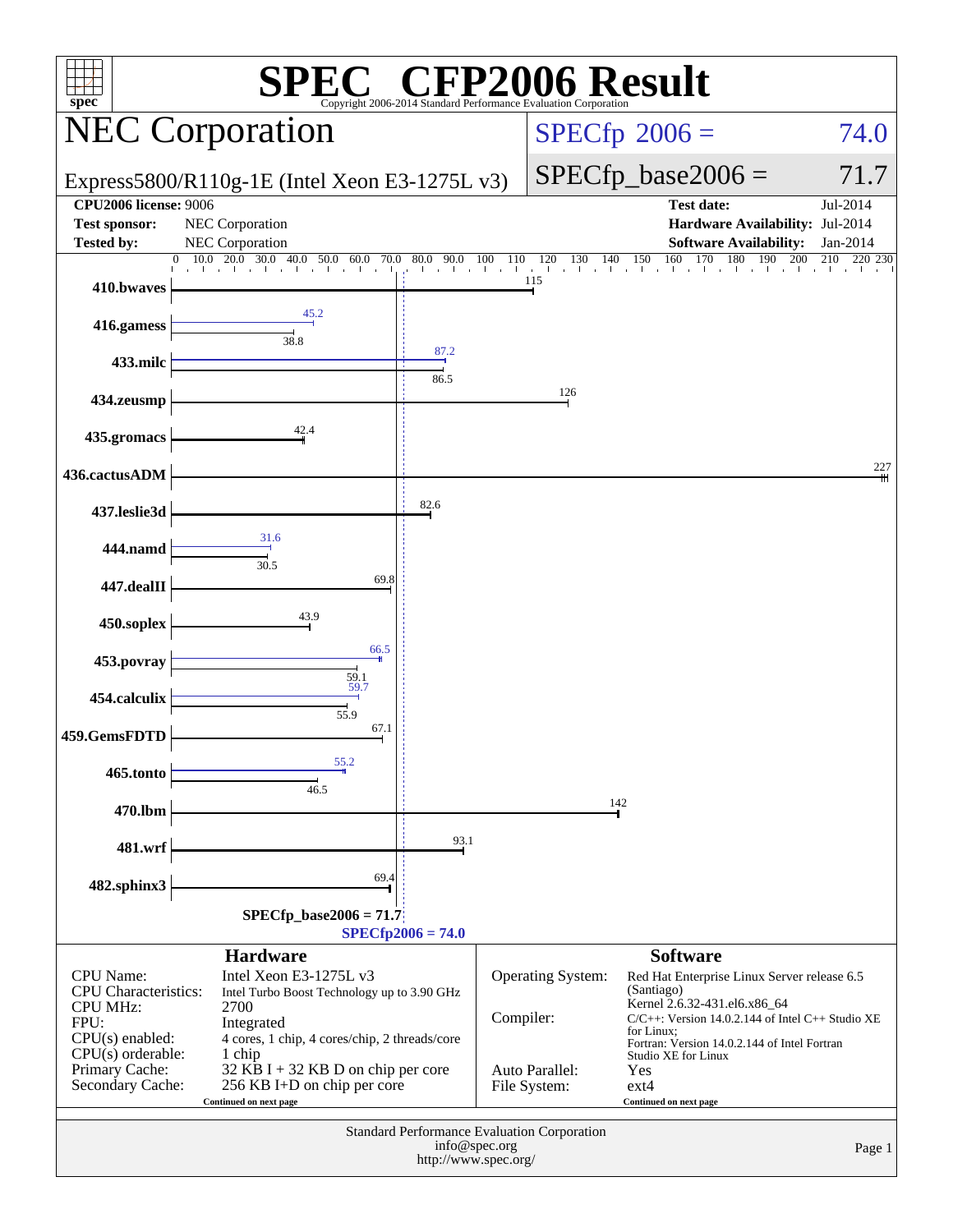# SPEC® CFP2006 Result

Copyright 2006-2014 Standard Performance Evaluation Corporation

## NEC Corporation

Express5800/R110g-1E (Intel Xeon E3-1275L v3)

SPECfp 2006 = 74.0

SPECfp_base2006 = 71.7

| | | | |
|---|---|---|---|
| **CPU2006 license:** 9006 | | **Test date:** | Jul-2014 |
| **Test sponsor:** | NEC Corporation | **Hardware Availability:** | Jul-2014 |
| **Tested by:** | NEC Corporation | **Software Availability:** | Jan-2014 |

| Benchmark | Peak | Base |
|---|---|---|
| 410.bwaves | | 115 |
| 416.gamess | 45.2 | 38.8 |
| 433.milc | 87.2 | 86.5 |
| 434.zeusmp | | 126 |
| 435.gromacs | | 42.4 |
| 436.cactusADM | | 227 |
| 437.leslie3d | | 82.6 |
| 444.namd | 31.6 | 30.5 |
| 447.dealII | | 69.8 |
| 450.soplex | | 43.9 |
| 453.povray | 66.5 | 59.1 |
| 454.calculix | 59.7 | 55.9 |
| 459.GemsFDTD | | 67.1 |
| 465.tonto | 55.2 | 46.5 |
| 470.lbm | | 142 |
| 481.wrf | | 93.1 |
| 482.sphinx3 | | 69.4 |

SPECfp_base2006 = 71.7

SPECfp2006 = 74.0

### Hardware

| | |
|---|---|
| CPU Name: | Intel Xeon E3-1275L v3 |
| CPU Characteristics: | Intel Turbo Boost Technology up to 3.90 GHz |
| CPU MHz: | 2700 |
| FPU: | Integrated |
| CPU(s) enabled: | 4 cores, 1 chip, 4 cores/chip, 2 threads/core |
| CPU(s) orderable: | 1 chip |
| Primary Cache: | 32 KB I + 32 KB D on chip per core |
| Secondary Cache: | 256 KB I+D on chip per core |

Continued on next page

### Software

| | |
|---|---|
| Operating System: | Red Hat Enterprise Linux Server release 6.5 (Santiago) Kernel 2.6.32-431.el6.x86_64 |
| Compiler: | C/C++: Version 14.0.2.144 of Intel C++ Studio XE for Linux; Fortran: Version 14.0.2.144 of Intel Fortran Studio XE for Linux |
| Auto Parallel: | Yes |
| File System: | ext4 |

Continued on next page

Standard Performance Evaluation Corporation
info@spec.org
http://www.spec.org/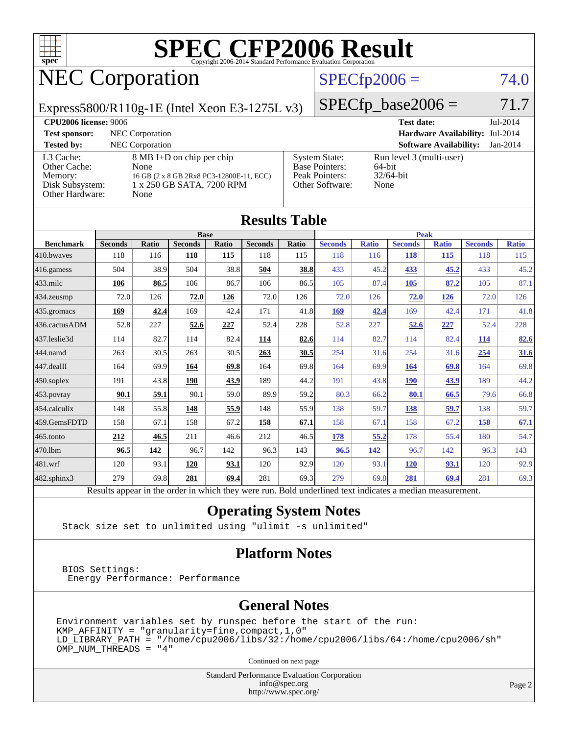# SPEC CFP2006 Result

Copyright 2006-2014 Standard Performance Evaluation Corporation

# NEC Corporation

Express5800/R110g-1E (Intel Xeon E3-1275L v3)

SPECfp2006 = 74.0

SPECfp_base2006 = 71.7

| | | | |
|---|---|---|---|
| **CPU2006 license:** 9006 | | **Test date:** | Jul-2014 |
| **Test sponsor:** | NEC Corporation | **Hardware Availability:** | Jul-2014 |
| **Tested by:** | NEC Corporation | **Software Availability:** | Jan-2014 |

| | | | |
|---|---|---|---|
| L3 Cache: | 8 MB I+D on chip per chip | System State: | Run level 3 (multi-user) |
| Other Cache: | None | Base Pointers: | 64-bit |
| Memory: | 16 GB (2 x 8 GB 2Rx8 PC3-12800E-11, ECC) | Peak Pointers: | 32/64-bit |
| Disk Subsystem: | 1 x 250 GB SATA, 7200 RPM | Other Software: | None |
| Other Hardware: | None | | |

## Results Table

| | Base | | | | | | Peak | | | | | |
|---|---|---|---|---|---|---|---|---|---|---|---|---|
| **Benchmark** | **Seconds** | **Ratio** | **Seconds** | **Ratio** | **Seconds** | **Ratio** | **Seconds** | **Ratio** | **Seconds** | **Ratio** | **Seconds** | **Ratio** |
| 410.bwaves | 118 | 116 | **118** | **115** | 118 | 115 | 118 | 116 | **118** | **115** | 118 | 115 |
| 416.gamess | 504 | 38.9 | 504 | 38.8 | **504** | **38.8** | 433 | 45.2 | **433** | **45.2** | 433 | 45.2 |
| 433.milc | **106** | **86.5** | 106 | 86.7 | 106 | 86.5 | 105 | 87.4 | **105** | **87.2** | 105 | 87.1 |
| 434.zeusmp | 72.0 | 126 | **72.0** | **126** | 72.0 | 126 | 72.0 | 126 | **72.0** | **126** | 72.0 | 126 |
| 435.gromacs | **169** | **42.4** | 169 | 42.4 | 171 | 41.8 | **169** | **42.4** | 169 | 42.4 | 171 | 41.8 |
| 436.cactusADM | 52.8 | 227 | **52.6** | **227** | 52.4 | 228 | 52.8 | 227 | **52.6** | **227** | 52.4 | 228 |
| 437.leslie3d | 114 | 82.7 | 114 | 82.4 | **114** | **82.6** | 114 | 82.7 | 114 | 82.4 | **114** | **82.6** |
| 444.namd | 263 | 30.5 | 263 | 30.5 | **263** | **30.5** | 254 | 31.6 | 254 | 31.6 | **254** | **31.6** |
| 447.dealII | 164 | 69.9 | **164** | **69.8** | 164 | 69.8 | 164 | 69.9 | **164** | **69.8** | 164 | 69.8 |
| 450.soplex | 191 | 43.8 | **190** | **43.9** | 189 | 44.2 | 191 | 43.8 | **190** | **43.9** | 189 | 44.2 |
| 453.povray | **90.1** | **59.1** | 90.1 | 59.0 | 89.9 | 59.2 | 80.3 | 66.2 | **80.1** | **66.5** | 79.6 | 66.8 |
| 454.calculix | 148 | 55.8 | **148** | **55.9** | 148 | 55.9 | 138 | 59.7 | **138** | **59.7** | 138 | 59.7 |
| 459.GemsFDTD | 158 | 67.1 | 158 | 67.2 | **158** | **67.1** | 158 | 67.1 | 158 | 67.2 | **158** | **67.1** |
| 465.tonto | **212** | **46.5** | 211 | 46.6 | 212 | 46.5 | **178** | **55.2** | 178 | 55.4 | 180 | 54.7 |
| 470.lbm | **96.5** | **142** | 96.7 | 142 | 96.3 | 143 | **96.5** | **142** | 96.7 | 142 | 96.3 | 143 |
| 481.wrf | 120 | 93.1 | **120** | **93.1** | 120 | 92.9 | 120 | 93.1 | **120** | **93.1** | 120 | 92.9 |
| 482.sphinx3 | 279 | 69.8 | **281** | **69.4** | 281 | 69.3 | 279 | 69.8 | **281** | **69.4** | 281 | 69.3 |

Results appear in the order in which they were run. Bold underlined text indicates a median measurement.

## Operating System Notes

```
Stack size set to unlimited using "ulimit -s unlimited"
```

## Platform Notes

```
BIOS Settings:
 Energy Performance: Performance
```

## General Notes

```
Environment variables set by runspec before the start of the run:
KMP_AFFINITY = "granularity=fine,compact,1,0"
LD_LIBRARY_PATH = "/home/cpu2006/libs/32:/home/cpu2006/libs/64:/home/cpu2006/sh"
OMP_NUM_THREADS = "4"
```

Continued on next page

Standard Performance Evaluation Corporation
info@spec.org
http://www.spec.org/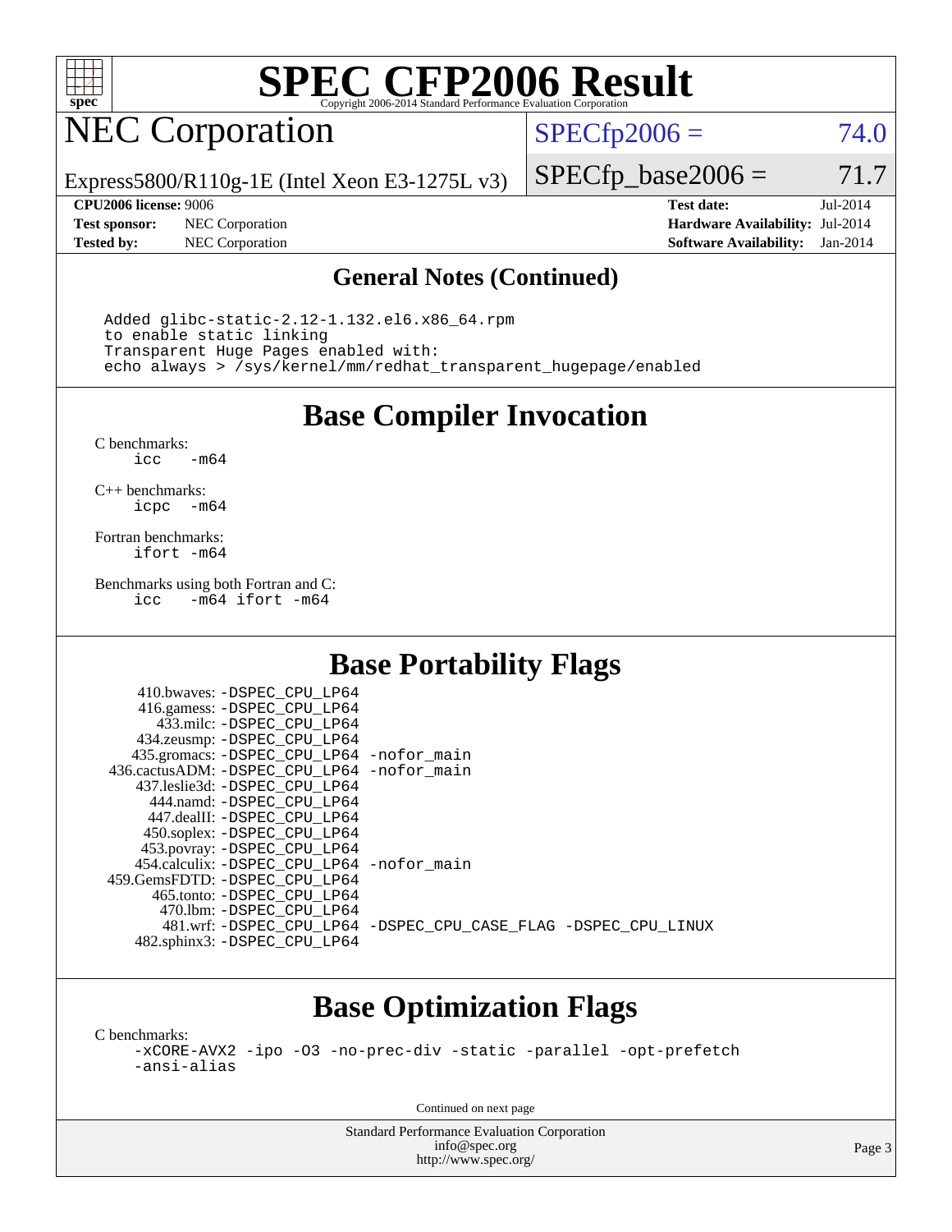# SPEC CFP2006 Result

Copyright 2006-2014 Standard Performance Evaluation Corporation

## NEC Corporation

Express5800/R110g-1E (Intel Xeon E3-1275L v3)

SPECfp2006 = 74.0

SPECfp_base2006 = 71.7

| | | | |
|---|---|---|---|
| **CPU2006 license:** 9006 | | **Test date:** | Jul-2014 |
| **Test sponsor:** | NEC Corporation | **Hardware Availability:** | Jul-2014 |
| **Tested by:** | NEC Corporation | **Software Availability:** | Jan-2014 |

### General Notes (Continued)

```
Added glibc-static-2.12-1.132.el6.x86_64.rpm
to enable static linking
Transparent Huge Pages enabled with:
echo always > /sys/kernel/mm/redhat_transparent_hugepage/enabled
```

## Base Compiler Invocation

C benchmarks:
```
icc   -m64
```

C++ benchmarks:
```
icpc  -m64
```

Fortran benchmarks:
```
ifort -m64
```

Benchmarks using both Fortran and C:
```
icc   -m64 ifort -m64
```

## Base Portability Flags

```
     410.bwaves: -DSPEC_CPU_LP64
     416.gamess: -DSPEC_CPU_LP64
       433.milc: -DSPEC_CPU_LP64
     434.zeusmp: -DSPEC_CPU_LP64
    435.gromacs: -DSPEC_CPU_LP64 -nofor_main
 436.cactusADM: -DSPEC_CPU_LP64 -nofor_main
    437.leslie3d: -DSPEC_CPU_LP64
      444.namd: -DSPEC_CPU_LP64
     447.dealII: -DSPEC_CPU_LP64
     450.soplex: -DSPEC_CPU_LP64
     453.povray: -DSPEC_CPU_LP64
   454.calculix: -DSPEC_CPU_LP64 -nofor_main
 459.GemsFDTD: -DSPEC_CPU_LP64
      465.tonto: -DSPEC_CPU_LP64
        470.lbm: -DSPEC_CPU_LP64
        481.wrf: -DSPEC_CPU_LP64 -DSPEC_CPU_CASE_FLAG -DSPEC_CPU_LINUX
   482.sphinx3: -DSPEC_CPU_LP64
```

## Base Optimization Flags

C benchmarks:
```
-xCORE-AVX2 -ipo -O3 -no-prec-div -static -parallel -opt-prefetch
-ansi-alias
```

Continued on next page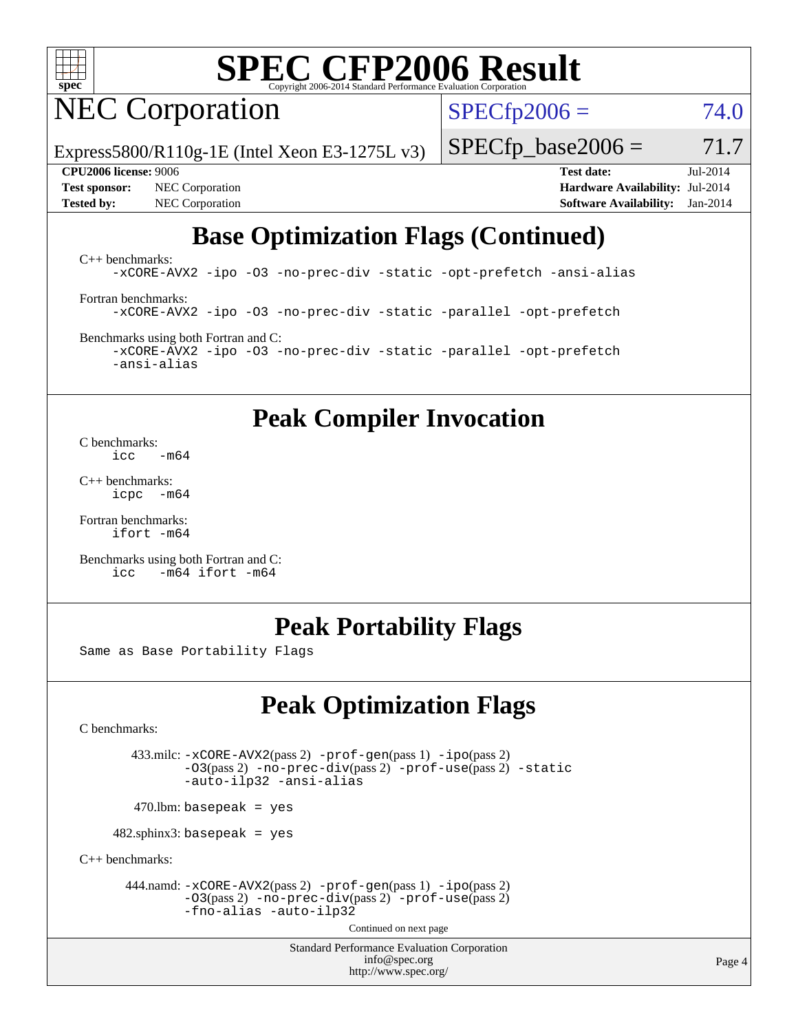# SPEC CFP2006 Result

Copyright 2006-2014 Standard Performance Evaluation Corporation

## NEC Corporation

Express5800/R110g-1E (Intel Xeon E3-1275L v3)

SPECfp2006 = 74.0

SPECfp_base2006 = 71.7

**CPU2006 license:** 9006
**Test sponsor:** NEC Corporation
**Tested by:** NEC Corporation

**Test date:** Jul-2014
**Hardware Availability:** Jul-2014
**Software Availability:** Jan-2014

## Base Optimization Flags (Continued)

C++ benchmarks:

```
-xCORE-AVX2 -ipo -O3 -no-prec-div -static -opt-prefetch -ansi-alias
```

Fortran benchmarks:

```
-xCORE-AVX2 -ipo -O3 -no-prec-div -static -parallel -opt-prefetch
```

Benchmarks using both Fortran and C:

```
-xCORE-AVX2 -ipo -O3 -no-prec-div -static -parallel -opt-prefetch
-ansi-alias
```

## Peak Compiler Invocation

C benchmarks:

```
icc   -m64
```

C++ benchmarks:

```
icpc  -m64
```

Fortran benchmarks:

```
ifort -m64
```

Benchmarks using both Fortran and C:

```
icc   -m64 ifort -m64
```

## Peak Portability Flags

Same as Base Portability Flags

## Peak Optimization Flags

C benchmarks:

433.milc: -xCORE-AVX2(pass 2) -prof-gen(pass 1) -ipo(pass 2) -O3(pass 2) -no-prec-div(pass 2) -prof-use(pass 2) -static -auto-ilp32 -ansi-alias

470.lbm: basepeak = yes

482.sphinx3: basepeak = yes

C++ benchmarks:

444.namd: -xCORE-AVX2(pass 2) -prof-gen(pass 1) -ipo(pass 2) -O3(pass 2) -no-prec-div(pass 2) -prof-use(pass 2) -fno-alias -auto-ilp32

Continued on next page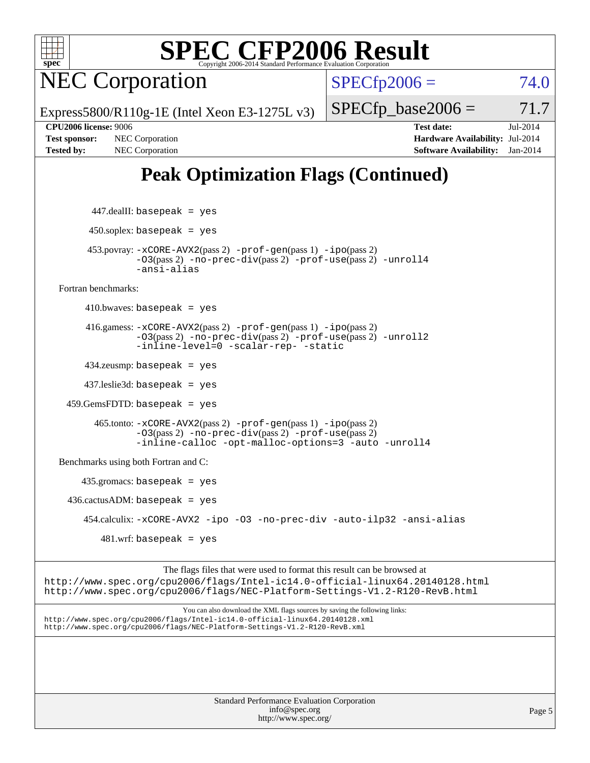# SPEC CFP2006 Result

Copyright 2006-2014 Standard Performance Evaluation Corporation

## NEC Corporation

Express5800/R110g-1E (Intel Xeon E3-1275L v3)

SPECfp2006 = 74.0

SPECfp_base2006 = 71.7

| | | | |
|---|---|---|---|
| **CPU2006 license:** 9006 | | **Test date:** | Jul-2014 |
| **Test sponsor:** | NEC Corporation | **Hardware Availability:** | Jul-2014 |
| **Tested by:** | NEC Corporation | **Software Availability:** | Jan-2014 |

## Peak Optimization Flags (Continued)

447.dealII: basepeak = yes

450.soplex: basepeak = yes

453.povray: -xCORE-AVX2(pass 2) -prof-gen(pass 1) -ipo(pass 2) -O3(pass 2) -no-prec-div(pass 2) -prof-use(pass 2) -unroll4 -ansi-alias

Fortran benchmarks:

410.bwaves: basepeak = yes

416.gamess: -xCORE-AVX2(pass 2) -prof-gen(pass 1) -ipo(pass 2) -O3(pass 2) -no-prec-div(pass 2) -prof-use(pass 2) -unroll2 -inline-level=0 -scalar-rep- -static

434.zeusmp: basepeak = yes

437.leslie3d: basepeak = yes

459.GemsFDTD: basepeak = yes

465.tonto: -xCORE-AVX2(pass 2) -prof-gen(pass 1) -ipo(pass 2) -O3(pass 2) -no-prec-div(pass 2) -prof-use(pass 2) -inline-calloc -opt-malloc-options=3 -auto -unroll4

Benchmarks using both Fortran and C:

435.gromacs: basepeak = yes

436.cactusADM: basepeak = yes

454.calculix: -xCORE-AVX2 -ipo -O3 -no-prec-div -auto-ilp32 -ansi-alias

481.wrf: basepeak = yes

The flags files that were used to format this result can be browsed at
http://www.spec.org/cpu2006/flags/Intel-ic14.0-official-linux64.20140128.html
http://www.spec.org/cpu2006/flags/NEC-Platform-Settings-V1.2-R120-RevB.html

You can also download the XML flags sources by saving the following links:
http://www.spec.org/cpu2006/flags/Intel-ic14.0-official-linux64.20140128.xml
http://www.spec.org/cpu2006/flags/NEC-Platform-Settings-V1.2-R120-RevB.xml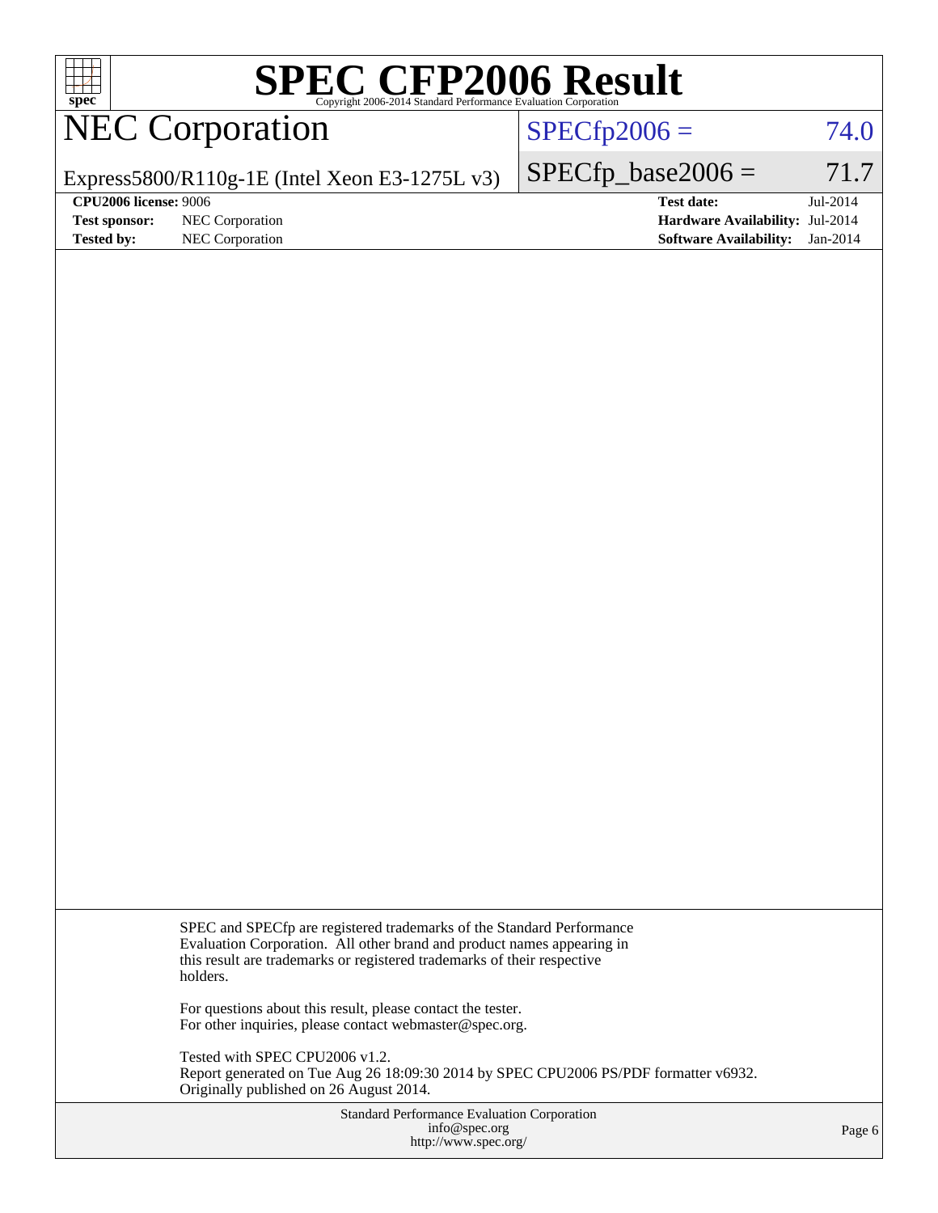# SPEC CFP2006 Result

Copyright 2006-2014 Standard Performance Evaluation Corporation

## NEC Corporation

Express5800/R110g-1E (Intel Xeon E3-1275L v3)

SPECfp2006 = 74.0

SPECfp_base2006 = 71.7

| | | | |
|---|---|---|---|
| **CPU2006 license:** 9006 | | **Test date:** | Jul-2014 |
| **Test sponsor:** | NEC Corporation | **Hardware Availability:** | Jul-2014 |
| **Tested by:** | NEC Corporation | **Software Availability:** | Jan-2014 |

SPEC and SPECfp are registered trademarks of the Standard Performance Evaluation Corporation. All other brand and product names appearing in this result are trademarks or registered trademarks of their respective holders.

For questions about this result, please contact the tester.
For other inquiries, please contact webmaster@spec.org.

Tested with SPEC CPU2006 v1.2.
Report generated on Tue Aug 26 18:09:30 2014 by SPEC CPU2006 PS/PDF formatter v6932.
Originally published on 26 August 2014.

Standard Performance Evaluation Corporation
info@spec.org
http://www.spec.org/